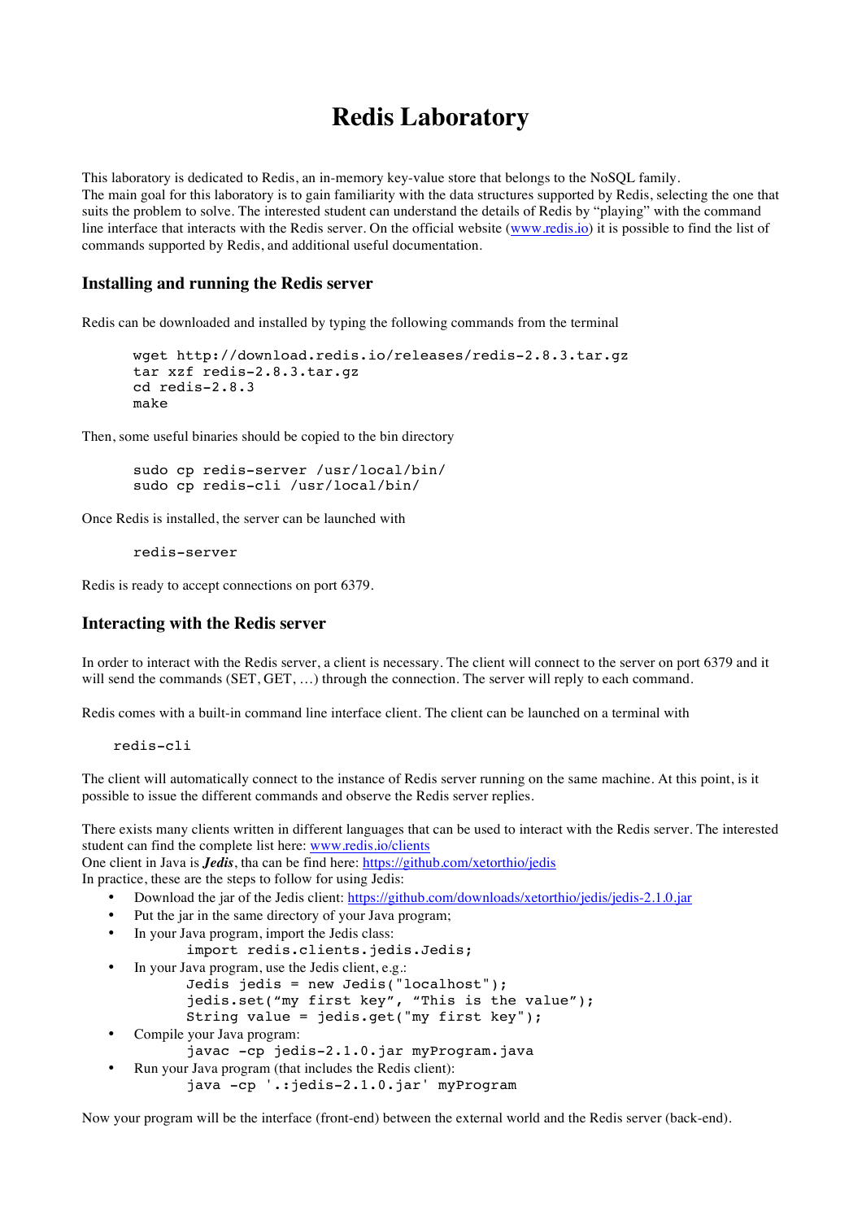# Redis Laboratory

This laboratory is dedicated to Redis, an in-memory key-value store that belongs to the NoSQL family.
The main goal for this laboratory is to gain familiarity with the data structures supported by Redis, selecting the one that suits the problem to solve. The interested student can understand the details of Redis by "playing" with the command line interface that interacts with the Redis server. On the official website ([www.redis.io](www.redis.io)) it is possible to find the list of commands supported by Redis, and additional useful documentation.

## Installing and running the Redis server

Redis can be downloaded and installed by typing the following commands from the terminal

```
wget http://download.redis.io/releases/redis-2.8.3.tar.gz
tar xzf redis-2.8.3.tar.gz
cd redis-2.8.3
make
```

Then, some useful binaries should be copied to the bin directory

```
sudo cp redis-server /usr/local/bin/
sudo cp redis-cli /usr/local/bin/
```

Once Redis is installed, the server can be launched with

```
redis-server
```

Redis is ready to accept connections on port 6379.

## Interacting with the Redis server

In order to interact with the Redis server, a client is necessary. The client will connect to the server on port 6379 and it will send the commands (SET, GET, …) through the connection. The server will reply to each command.

Redis comes with a built-in command line interface client. The client can be launched on a terminal with

```
redis-cli
```

The client will automatically connect to the instance of Redis server running on the same machine. At this point, is it possible to issue the different commands and observe the Redis server replies.

There exists many clients written in different languages that can be used to interact with the Redis server. The interested student can find the complete list here: [www.redis.io/clients](www.redis.io/clients)
One client in Java is ***Jedis***, tha can be find here: [https://github.com/xetorthio/jedis](https://github.com/xetorthio/jedis)
In practice, these are the steps to follow for using Jedis:

- Download the jar of the Jedis client: [https://github.com/downloads/xetorthio/jedis/jedis-2.1.0.jar](https://github.com/downloads/xetorthio/jedis/jedis-2.1.0.jar)
- Put the jar in the same directory of your Java program;
- In your Java program, import the Jedis class:
  ```
  import redis.clients.jedis.Jedis;
  ```
- In your Java program, use the Jedis client, e.g.:
  ```
  Jedis jedis = new Jedis("localhost");
  jedis.set("my first key", "This is the value");
  String value = jedis.get("my first key");
  ```
- Compile your Java program:
  ```
  javac -cp jedis-2.1.0.jar myProgram.java
  ```
- Run your Java program (that includes the Redis client):
  ```
  java -cp '.:jedis-2.1.0.jar' myProgram
  ```

Now your program will be the interface (front-end) between the external world and the Redis server (back-end).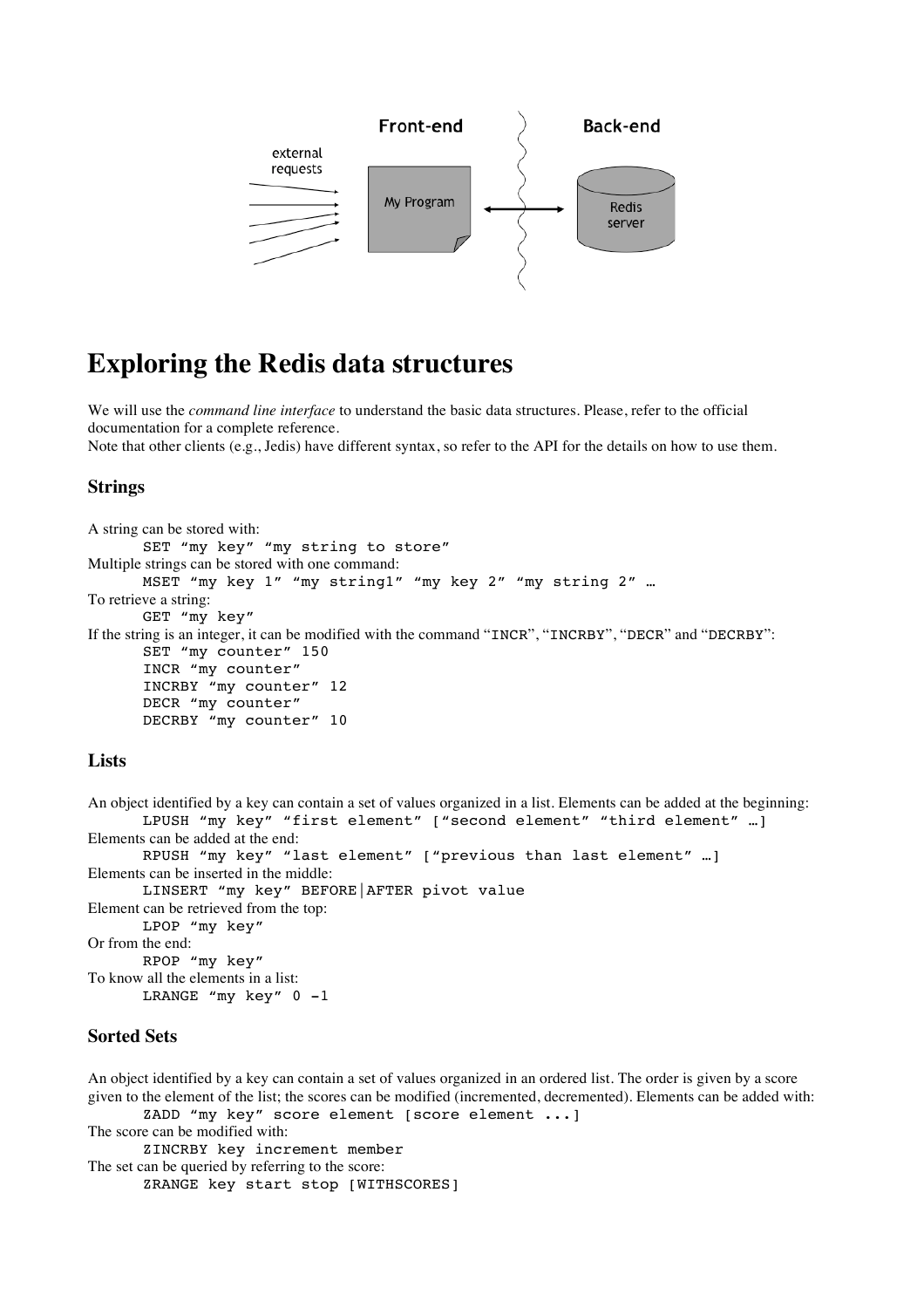# Exploring the Redis data structures

We will use the *command line interface* to understand the basic data structures. Please, refer to the official documentation for a complete reference.
Note that other clients (e.g., Jedis) have different syntax, so refer to the API for the details on how to use them.

### Strings

A string can be stored with:

```
SET "my key" "my string to store"
```

Multiple strings can be stored with one command:

```
MSET "my key 1" "my string1" "my key 2" "my string 2" …
```

To retrieve a string:

```
GET "my key"
```

If the string is an integer, it can be modified with the command "`INCR`", "`INCRBY`", "`DECR`" and "`DECRBY`":

```
SET "my counter" 150
INCR "my counter"
INCRBY "my counter" 12
DECR "my counter"
DECRBY "my counter" 10
```

### Lists

An object identified by a key can contain a set of values organized in a list. Elements can be added at the beginning:

```
LPUSH "my key" "first element" ["second element" "third element" …]
```

Elements can be added at the end:

```
RPUSH "my key" "last element" ["previous than last element" …]
```

Elements can be inserted in the middle:

```
LINSERT "my key" BEFORE|AFTER pivot value
```

Element can be retrieved from the top:

```
LPOP "my key"
```

Or from the end:

```
RPOP "my key"
```

To know all the elements in a list:

```
LRANGE "my key" 0 -1
```

### Sorted Sets

An object identified by a key can contain a set of values organized in an ordered list. The order is given by a score given to the element of the list; the scores can be modified (incremented, decremented). Elements can be added with:

```
ZADD "my key" score element [score element ...]
```

The score can be modified with:

```
ZINCRBY key increment member
```

The set can be queried by referring to the score:

```
ZRANGE key start stop [WITHSCORES]
```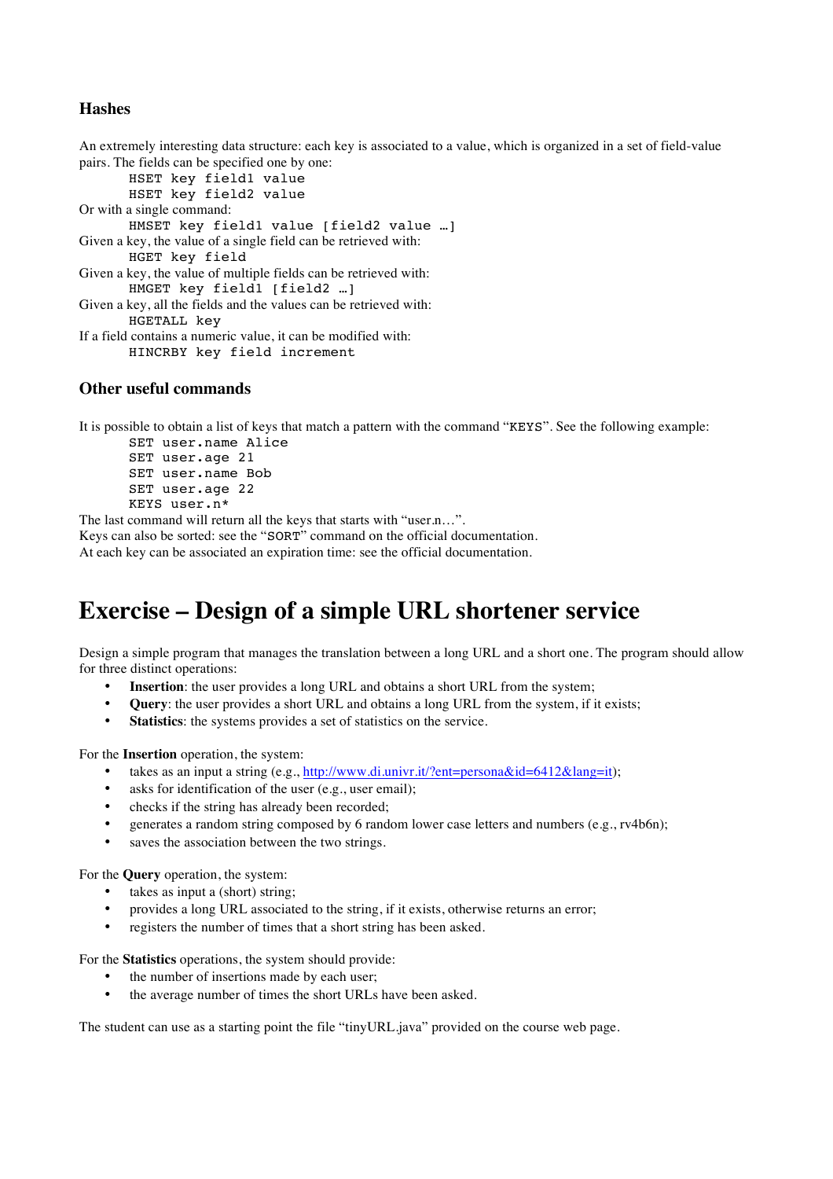### Hashes

An extremely interesting data structure: each key is associated to a value, which is organized in a set of field-value pairs. The fields can be specified one by one:

```
HSET key field1 value
HSET key field2 value
```

Or with a single command:

```
HMSET key field1 value [field2 value …]
```

Given a key, the value of a single field can be retrieved with:

```
HGET key field
```

Given a key, the value of multiple fields can be retrieved with:

```
HMGET key field1 [field2 …]
```

Given a key, all the fields and the values can be retrieved with:

```
HGETALL key
```

If a field contains a numeric value, it can be modified with:

```
HINCRBY key field increment
```

### Other useful commands

It is possible to obtain a list of keys that match a pattern with the command "KEYS". See the following example:

```
SET user.name Alice
SET user.age 21
SET user.name Bob
SET user.age 22
KEYS user.n*
```

The last command will return all the keys that starts with "user.n…".
Keys can also be sorted: see the "SORT" command on the official documentation.
At each key can be associated an expiration time: see the official documentation.

# Exercise – Design of a simple URL shortener service

Design a simple program that manages the translation between a long URL and a short one. The program should allow for three distinct operations:

- **Insertion**: the user provides a long URL and obtains a short URL from the system;
- **Query**: the user provides a short URL and obtains a long URL from the system, if it exists;
- **Statistics**: the systems provides a set of statistics on the service.

For the **Insertion** operation, the system:

- takes as an input a string (e.g., http://www.di.univr.it/?ent=persona&id=6412&lang=it);
- asks for identification of the user (e.g., user email);
- checks if the string has already been recorded;
- generates a random string composed by 6 random lower case letters and numbers (e.g., rv4b6n);
- saves the association between the two strings.

For the **Query** operation, the system:

- takes as input a (short) string;
- provides a long URL associated to the string, if it exists, otherwise returns an error;
- registers the number of times that a short string has been asked.

For the **Statistics** operations, the system should provide:

- the number of insertions made by each user;
- the average number of times the short URLs have been asked.

The student can use as a starting point the file "tinyURL.java" provided on the course web page.